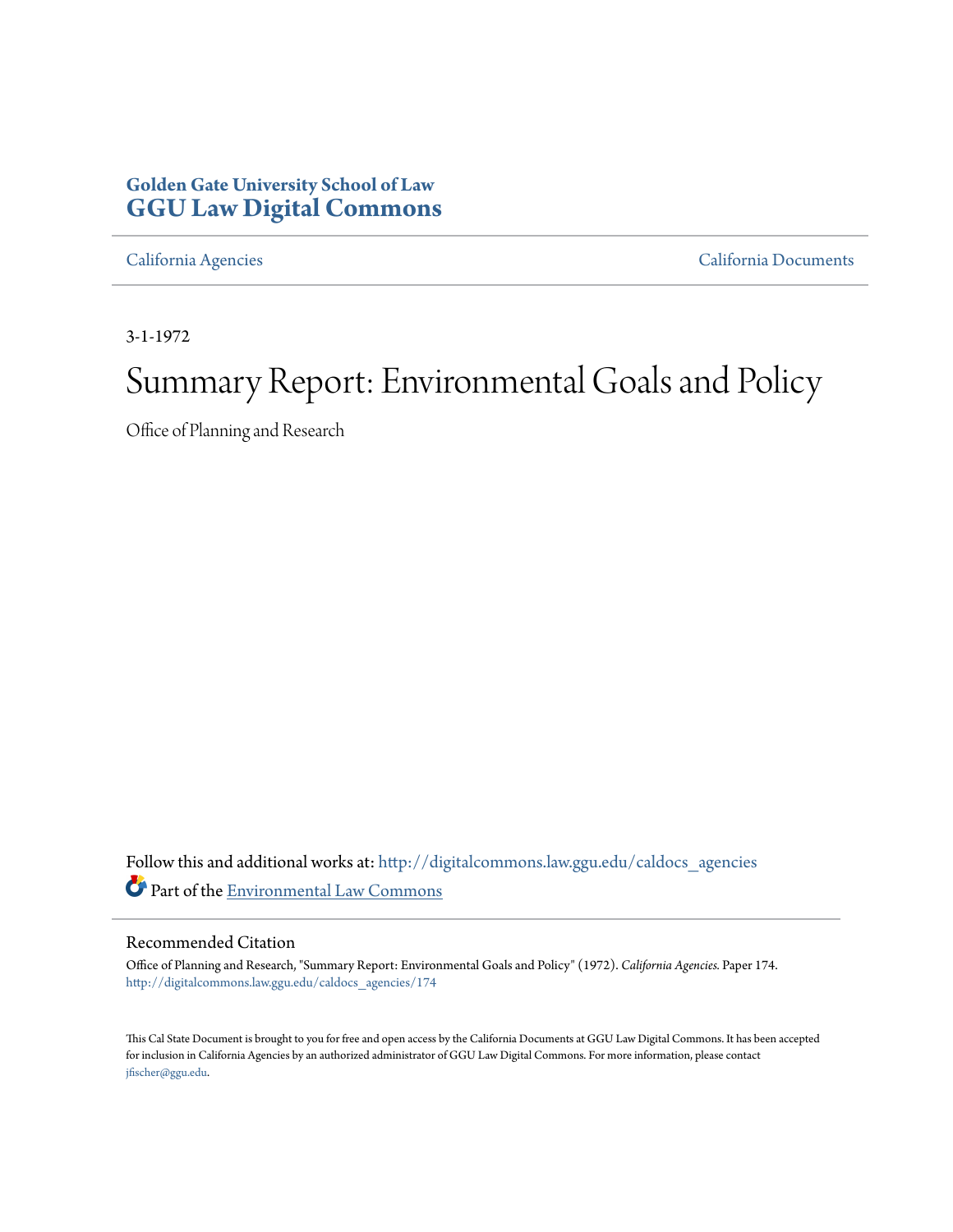**Golden Gate University School of Law**
**GGU Law Digital Commons**

California Agencies | California Documents

3-1-1972

# Summary Report: Environmental Goals and Policy

Office of Planning and Research

Follow this and additional works at: http://digitalcommons.law.ggu.edu/caldocs_agencies

Part of the Environmental Law Commons

## Recommended Citation

Office of Planning and Research, "Summary Report: Environmental Goals and Policy" (1972). *California Agencies.* Paper 174.
http://digitalcommons.law.ggu.edu/caldocs_agencies/174

This Cal State Document is brought to you for free and open access by the California Documents at GGU Law Digital Commons. It has been accepted for inclusion in California Agencies by an authorized administrator of GGU Law Digital Commons. For more information, please contact jfischer@ggu.edu.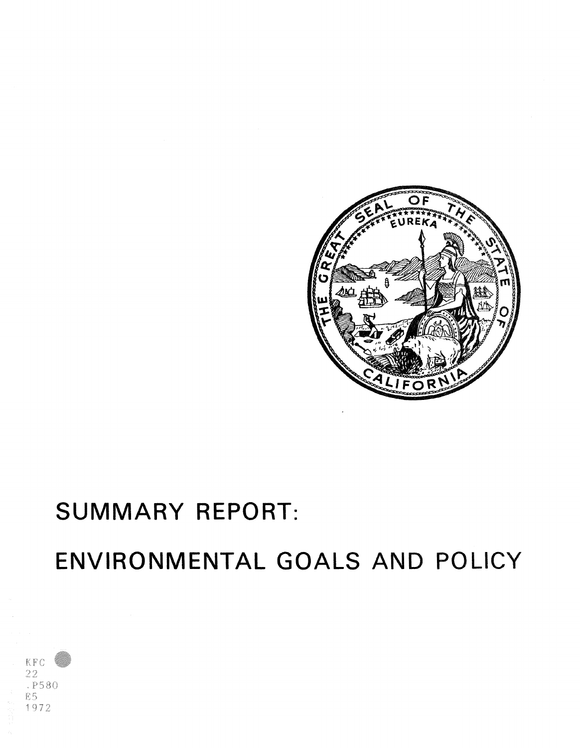# SUMMARY REPORT:

# ENVIRONMENTAL GOALS AND POLICY

KFC
22
.P580
E5
1972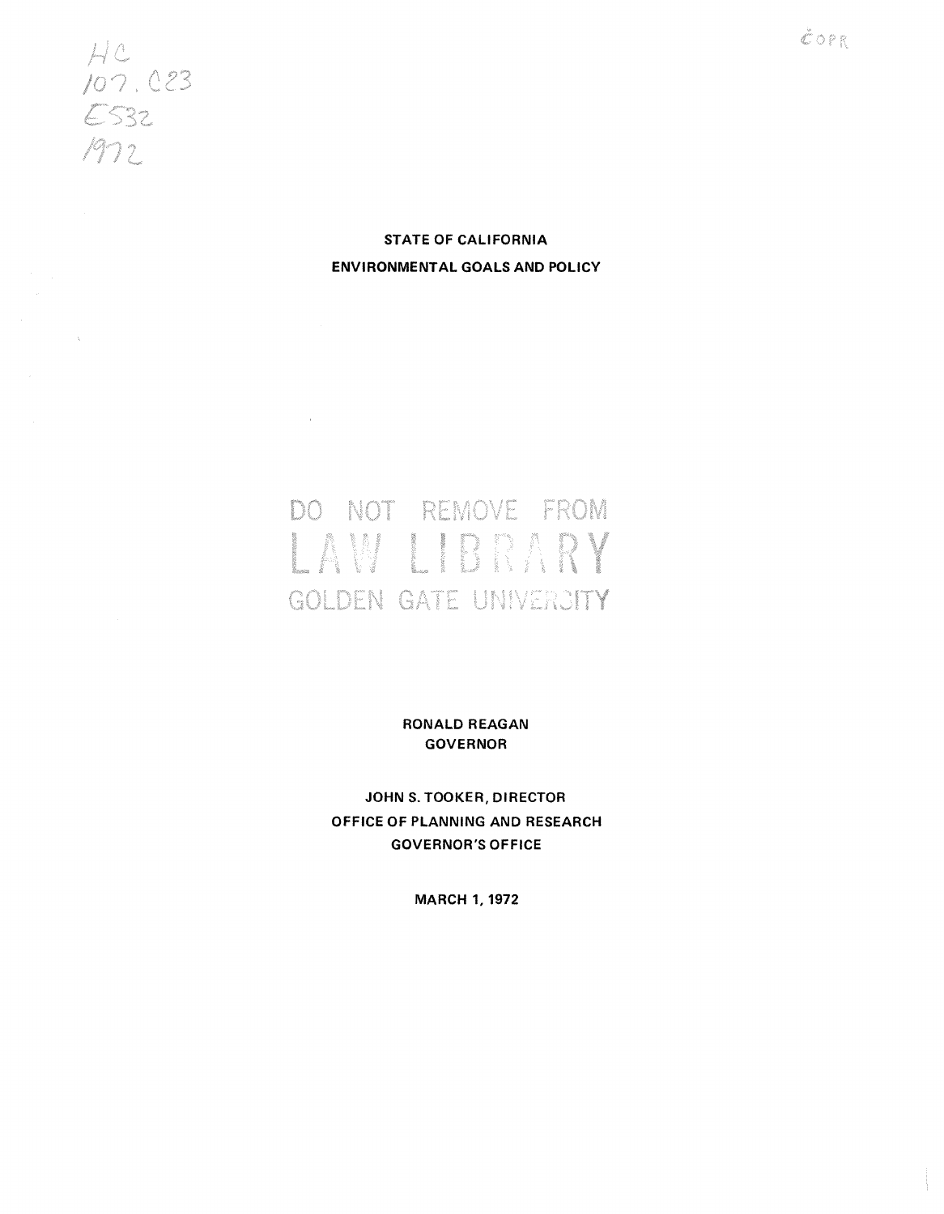HC
107.C23
E532
1972

# STATE OF CALIFORNIA
# ENVIRONMENTAL GOALS AND POLICY

DO NOT REMOVE FROM
LAW LIBRARY
GOLDEN GATE UNIVERSITY

**RONALD REAGAN**
**GOVERNOR**

**JOHN S. TOOKER, DIRECTOR**
**OFFICE OF PLANNING AND RESEARCH**
**GOVERNOR'S OFFICE**

**MARCH 1, 1972**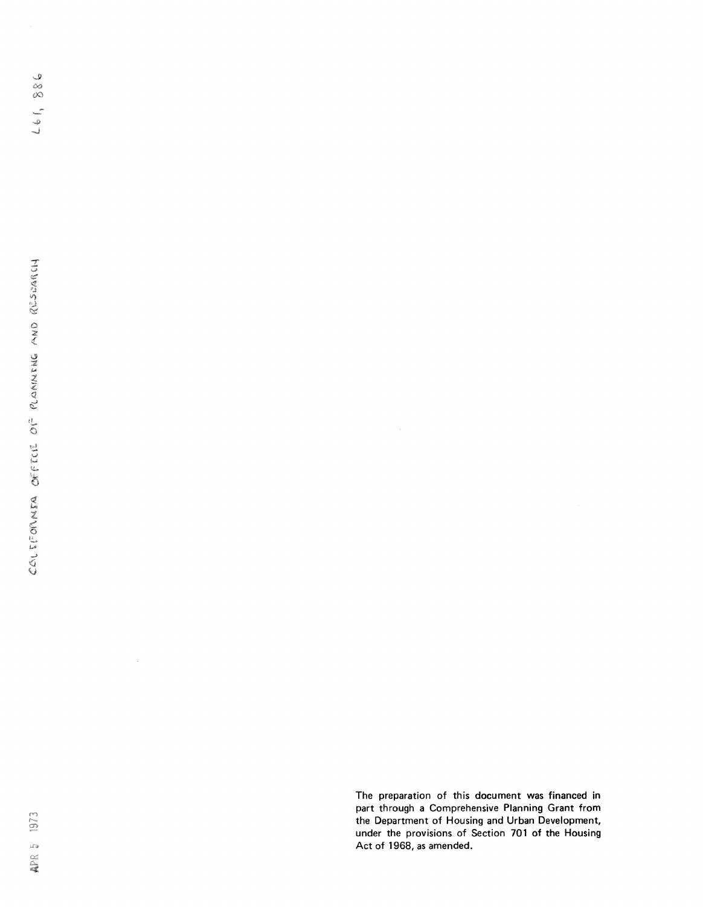The preparation of this document was financed in part through a Comprehensive Planning Grant from the Department of Housing and Urban Development, under the provisions of Section 701 of the Housing Act of 1968, as amended.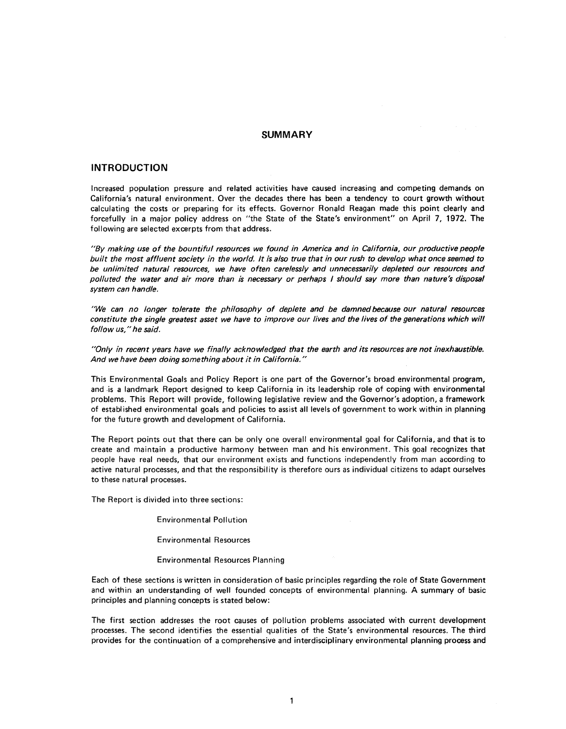# SUMMARY

## INTRODUCTION

Increased population pressure and related activities have caused increasing and competing demands on California's natural environment. Over the decades there has been a tendency to court growth without calculating the costs or preparing for its effects. Governor Ronald Reagan made this point clearly and forcefully in a major policy address on "the State of the State's environment" on April 7, 1972. The following are selected excerpts from that address.

*"By making use of the bountiful resources we found in America and in California, our productive people built the most affluent society in the world. It is also true that in our rush to develop what once seemed to be unlimited natural resources, we have often carelessly and unnecessarily depleted our resources and polluted the water and air more than is necessary or perhaps I should say more than nature's disposal system can handle.*

*"We can no longer tolerate the philosophy of deplete and be damned because our natural resources constitute the single greatest asset we have to improve our lives and the lives of the generations which will follow us," he said.*

*"Only in recent years have we finally acknowledged that the earth and its resources are not inexhaustible. And we have been doing something about it in California."*

This Environmental Goals and Policy Report is one part of the Governor's broad environmental program, and is a landmark Report designed to keep California in its leadership role of coping with environmental problems. This Report will provide, following legislative review and the Governor's adoption, a framework of established environmental goals and policies to assist all levels of government to work within in planning for the future growth and development of California.

The Report points out that there can be only one overall environmental goal for California, and that is to create and maintain a productive harmony between man and his environment. This goal recognizes that people have real needs, that our environment exists and functions independently from man according to active natural processes, and that the responsibility is therefore ours as individual citizens to adapt ourselves to these natural processes.

The Report is divided into three sections:

Environmental Pollution

Environmental Resources

Environmental Resources Planning

Each of these sections is written in consideration of basic principles regarding the role of State Government and within an understanding of well founded concepts of environmental planning. A summary of basic principles and planning concepts is stated below:

The first section addresses the root causes of pollution problems associated with current development processes. The second identifies the essential qualities of the State's environmental resources. The third provides for the continuation of a comprehensive and interdisciplinary environmental planning process and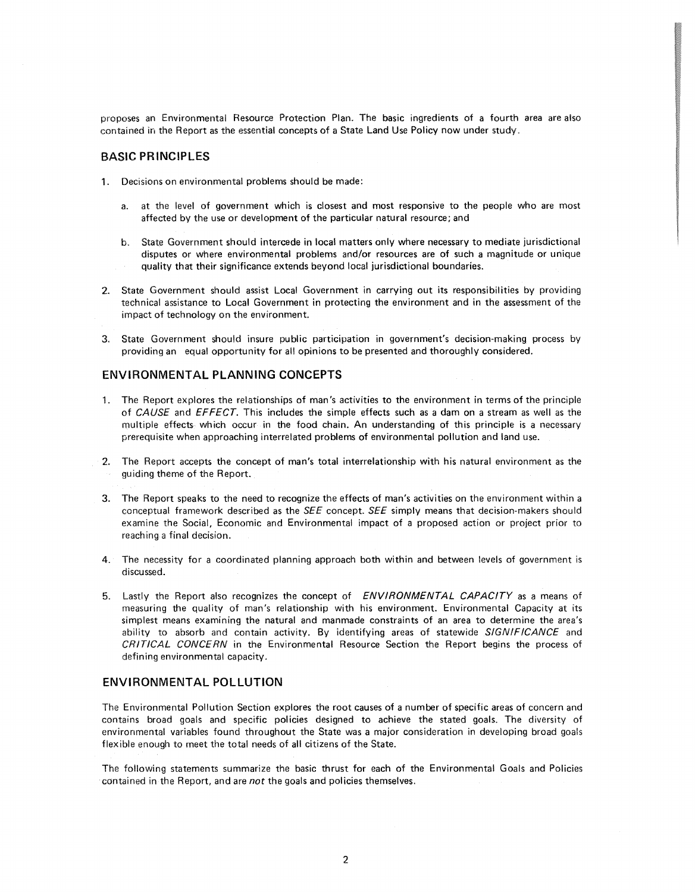proposes an Environmental Resource Protection Plan. The basic ingredients of a fourth area are also contained in the Report as the essential concepts of a State Land Use Policy now under study.

## BASIC PRINCIPLES

1. Decisions on environmental problems should be made:

   a. at the level of government which is closest and most responsive to the people who are most affected by the use or development of the particular natural resource; and

   b. State Government should intercede in local matters only where necessary to mediate jurisdictional disputes or where environmental problems and/or resources are of such a magnitude or unique quality that their significance extends beyond local jurisdictional boundaries.

2. State Government should assist Local Government in carrying out its responsibilities by providing technical assistance to Local Government in protecting the environment and in the assessment of the impact of technology on the environment.

3. State Government should insure public participation in government's decision-making process by providing an equal opportunity for all opinions to be presented and thoroughly considered.

## ENVIRONMENTAL PLANNING CONCEPTS

1. The Report explores the relationships of man's activities to the environment in terms of the principle of *CAUSE* and *EFFECT*. This includes the simple effects such as a dam on a stream as well as the multiple effects which occur in the food chain. An understanding of this principle is a necessary prerequisite when approaching interrelated problems of environmental pollution and land use.

2. The Report accepts the concept of man's total interrelationship with his natural environment as the guiding theme of the Report.

3. The Report speaks to the need to recognize the effects of man's activities on the environment within a conceptual framework described as the *SEE* concept. *SEE* simply means that decision-makers should examine the Social, Economic and Environmental impact of a proposed action or project prior to reaching a final decision.

4. The necessity for a coordinated planning approach both within and between levels of government is discussed.

5. Lastly the Report also recognizes the concept of *ENVIRONMENTAL CAPACITY* as a means of measuring the quality of man's relationship with his environment. Environmental Capacity at its simplest means examining the natural and manmade constraints of an area to determine the area's ability to absorb and contain activity. By identifying areas of statewide *SIGNIFICANCE* and *CRITICAL CONCERN* in the Environmental Resource Section the Report begins the process of defining environmental capacity.

## ENVIRONMENTAL POLLUTION

The Environmental Pollution Section explores the root causes of a number of specific areas of concern and contains broad goals and specific policies designed to achieve the stated goals. The diversity of environmental variables found throughout the State was a major consideration in developing broad goals flexible enough to meet the total needs of all citizens of the State.

The following statements summarize the basic thrust for each of the Environmental Goals and Policies contained in the Report, and are *not* the goals and policies themselves.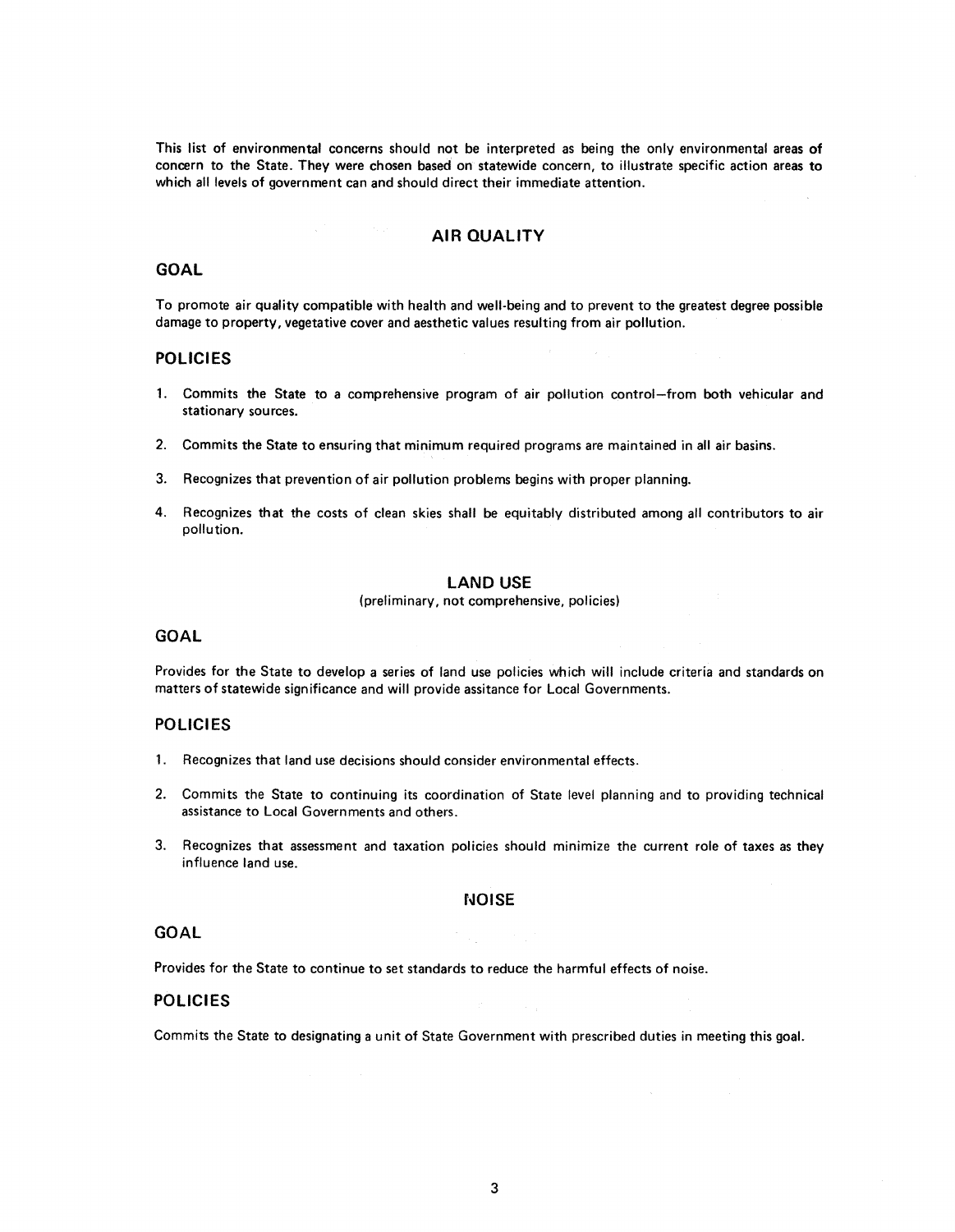This list of environmental concerns should not be interpreted as being the only environmental areas of concern to the State. They were chosen based on statewide concern, to illustrate specific action areas to which all levels of government can and should direct their immediate attention.

## AIR QUALITY

### GOAL

To promote air quality compatible with health and well-being and to prevent to the greatest degree possible damage to property, vegetative cover and aesthetic values resulting from air pollution.

### POLICIES

1. Commits the State to a comprehensive program of air pollution control—from both vehicular and stationary sources.
2. Commits the State to ensuring that minimum required programs are maintained in all air basins.
3. Recognizes that prevention of air pollution problems begins with proper planning.
4. Recognizes that the costs of clean skies shall be equitably distributed among all contributors to air pollution.

## LAND USE

(preliminary, not comprehensive, policies)

### GOAL

Provides for the State to develop a series of land use policies which will include criteria and standards on matters of statewide significance and will provide assitance for Local Governments.

### POLICIES

1. Recognizes that land use decisions should consider environmental effects.
2. Commits the State to continuing its coordination of State level planning and to providing technical assistance to Local Governments and others.
3. Recognizes that assessment and taxation policies should minimize the current role of taxes as they influence land use.

## NOISE

### GOAL

Provides for the State to continue to set standards to reduce the harmful effects of noise.

### POLICIES

Commits the State to designating a unit of State Government with prescribed duties in meeting this goal.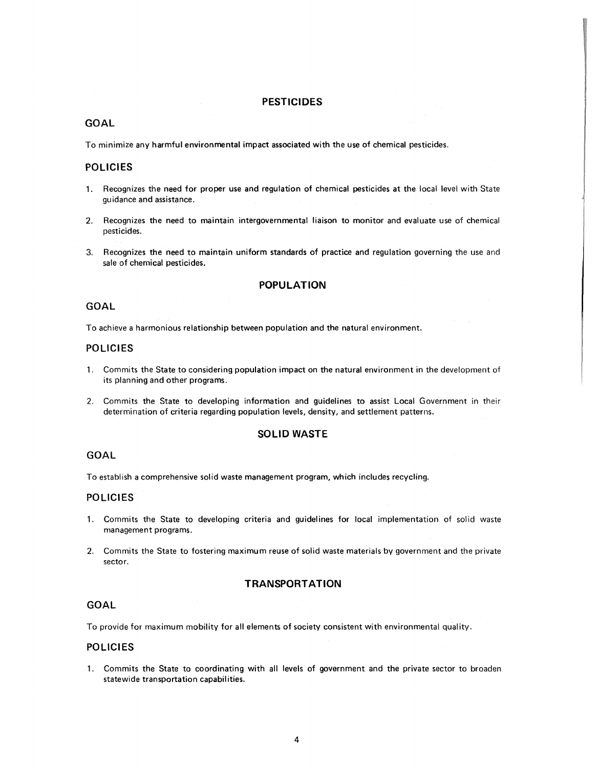## PESTICIDES

### GOAL

To minimize any harmful environmental impact associated with the use of chemical pesticides.

### POLICIES

1. Recognizes the need for proper use and regulation of chemical pesticides at the local level with State guidance and assistance.

2. Recognizes the need to maintain intergovernmental liaison to monitor and evaluate use of chemical pesticides.

3. Recognizes the need to maintain uniform standards of practice and regulation governing the use and sale of chemical pesticides.

## POPULATION

### GOAL

To achieve a harmonious relationship between population and the natural environment.

### POLICIES

1. Commits the State to considering population impact on the natural environment in the development of its planning and other programs.

2. Commits the State to developing information and guidelines to assist Local Government in their determination of criteria regarding population levels, density, and settlement patterns.

## SOLID WASTE

### GOAL

To establish a comprehensive solid waste management program, which includes recycling.

### POLICIES

1. Commits the State to developing criteria and guidelines for local implementation of solid waste management programs.

2. Commits the State to fostering maximum reuse of solid waste materials by government and the private sector.

## TRANSPORTATION

### GOAL

To provide for maximum mobility for all elements of society consistent with environmental quality.

### POLICIES

1. Commits the State to coordinating with all levels of government and the private sector to broaden statewide transportation capabilities.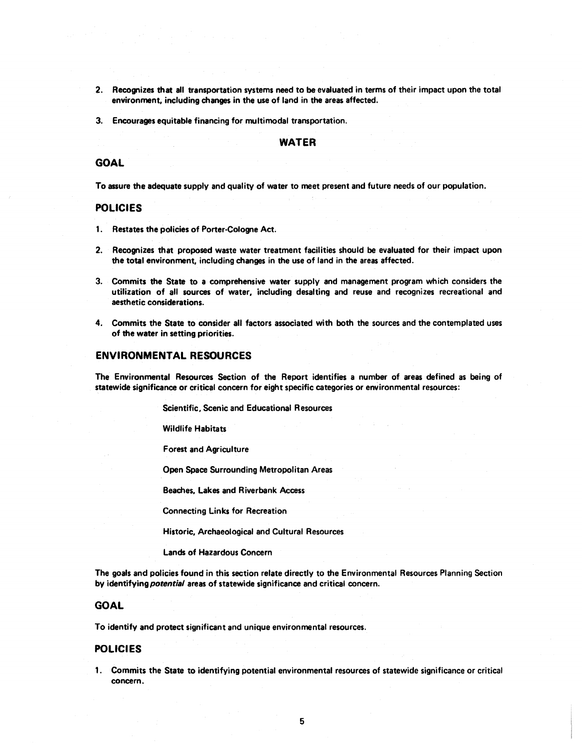2. Recognizes that all transportation systems need to be evaluated in terms of their impact upon the total environment, including changes in the use of land in the areas affected.

3. Encourages equitable financing for multimodal transportation.

## WATER

### GOAL

To assure the adequate supply and quality of water to meet present and future needs of our population.

### POLICIES

1. Restates the policies of Porter-Cologne Act.

2. Recognizes that proposed waste water treatment facilities should be evaluated for their impact upon the total environment, including changes in the use of land in the areas affected.

3. Commits the State to a comprehensive water supply and management program which considers the utilization of all sources of water, including desalting and reuse and recognizes recreational and aesthetic considerations.

4. Commits the State to consider all factors associated with both the sources and the contemplated uses of the water in setting priorities.

### ENVIRONMENTAL RESOURCES

The Environmental Resources Section of the Report identifies a number of areas defined as being of statewide significance or critical concern for eight specific categories or environmental resources:

Scientific, Scenic and Educational Resources

Wildlife Habitats

Forest and Agriculture

Open Space Surrounding Metropolitan Areas

Beaches, Lakes and Riverbank Access

Connecting Links for Recreation

Historic, Archaeological and Cultural Resources

Lands of Hazardous Concern

The goals and policies found in this section relate directly to the Environmental Resources Planning Section by identifying *potential* areas of statewide significance and critical concern.

### GOAL

To identify and protect significant and unique environmental resources.

### POLICIES

1. Commits the State to identifying potential environmental resources of statewide significance or critical concern.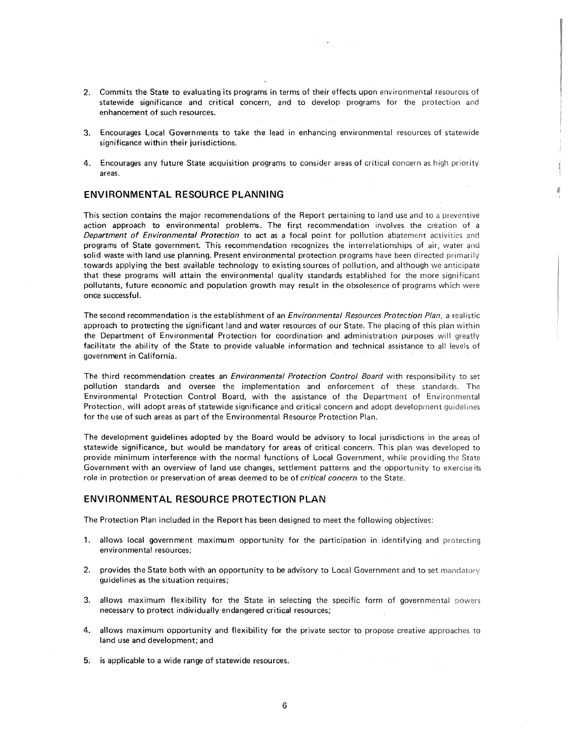2. Commits the State to evaluating its programs in terms of their effects upon environmental resources of statewide significance and critical concern, and to develop programs for the protection and enhancement of such resources.

3. Encourages Local Governments to take the lead in enhancing environmental resources of statewide significance within their jurisdictions.

4. Encourages any future State acquisition programs to consider areas of critical concern as high priority areas.

## ENVIRONMENTAL RESOURCE PLANNING

This section contains the major recommendations of the Report pertaining to land use and to a preventive action approach to environmental problems. The first recommendation involves the creation of a *Department of Environmental Protection* to act as a focal point for pollution abatement activities and programs of State government. This recommendation recognizes the interrelationships of air, water and solid waste with land use planning. Present environmental protection programs have been directed primarily towards applying the best available technology to existing sources of pollution, and although we anticipate that these programs will attain the environmental quality standards established for the more significant pollutants, future economic and population growth may result in the obsolesence of programs which were once successful.

The second recommendation is the establishment of an *Environmental Resources Protection Plan*, a realistic approach to protecting the significant land and water resources of our State. The placing of this plan within the Department of Environmental Protection for coordination and administration purposes will greatly facilitate the ability of the State to provide valuable information and technical assistance to all levels of government in California.

The third recommendation creates an *Environmental Protection Control Board* with responsibility to set pollution standards and oversee the implementation and enforcement of these standards. The Environmental Protection Control Board, with the assistance of the Department of Environmental Protection, will adopt areas of statewide significance and critical concern and adopt development guidelines for the use of such areas as part of the Environmental Resource Protection Plan.

The development guidelines adopted by the Board would be advisory to local jurisdictions in the areas of statewide significance, but would be mandatory for areas of critical concern. This plan was developed to provide minimum interference with the normal functions of Local Government, while providing the State Government with an overview of land use changes, settlement patterns and the opportunity to exercise its role in protection or preservation of areas deemed to be of *critical concern* to the State.

## ENVIRONMENTAL RESOURCE PROTECTION PLAN

The Protection Plan included in the Report has been designed to meet the following objectives:

1. allows local government maximum opportunity for the participation in identifying and protecting environmental resources;

2. provides the State both with an opportunity to be advisory to Local Government and to set mandatory guidelines as the situation requires;

3. allows maximum flexibility for the State in selecting the specific form of governmental powers necessary to protect individually endangered critical resources;

4. allows maximum opportunity and flexibility for the private sector to propose creative approaches to land use and development; and

5. is applicable to a wide range of statewide resources.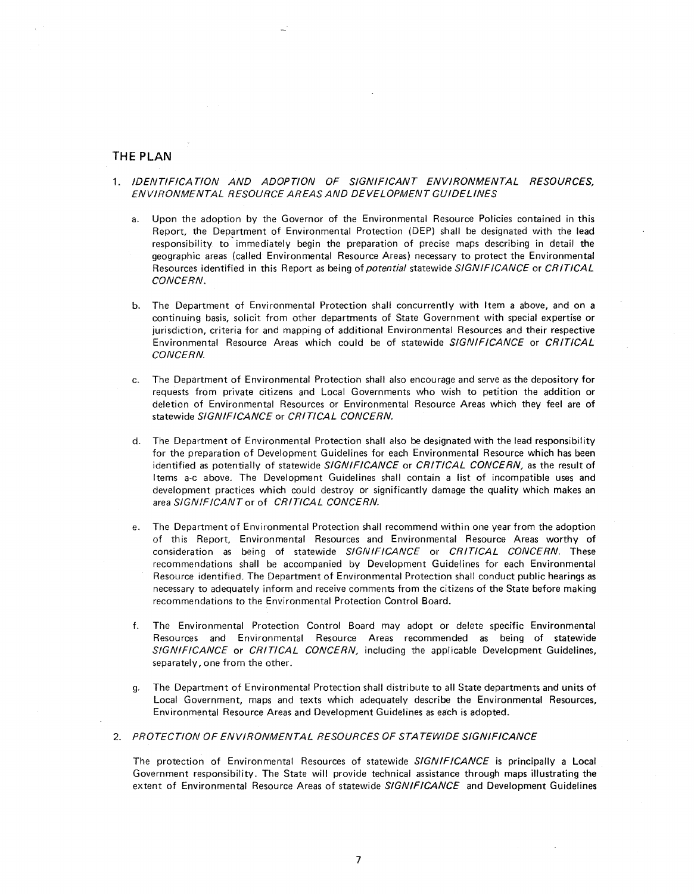## THE PLAN

1. *IDENTIFICATION AND ADOPTION OF SIGNIFICANT ENVIRONMENTAL RESOURCES, ENVIRONMENTAL RESOURCE AREAS AND DEVELOPMENT GUIDELINES*

   a. Upon the adoption by the Governor of the Environmental Resource Policies contained in this Report, the Department of Environmental Protection (DEP) shall be designated with the lead responsibility to immediately begin the preparation of precise maps describing in detail the geographic areas (called Environmental Resource Areas) necessary to protect the Environmental Resources identified in this Report as being of *potential* statewide *SIGNIFICANCE* or *CRITICAL CONCERN*.

   b. The Department of Environmental Protection shall concurrently with Item a above, and on a continuing basis, solicit from other departments of State Government with special expertise or jurisdiction, criteria for and mapping of additional Environmental Resources and their respective Environmental Resource Areas which could be of statewide *SIGNIFICANCE* or *CRITICAL CONCERN.*

   c. The Department of Environmental Protection shall also encourage and serve as the depository for requests from private citizens and Local Governments who wish to petition the addition or deletion of Environmental Resources or Environmental Resource Areas which they feel are of statewide *SIGNIFICANCE* or *CRITICAL CONCERN.*

   d. The Department of Environmental Protection shall also be designated with the lead responsibility for the preparation of Development Guidelines for each Environmental Resource which has been identified as potentially of statewide *SIGNIFICANCE* or *CRITICAL CONCERN,* as the result of Items a-c above. The Development Guidelines shall contain a list of incompatible uses and development practices which could destroy or significantly damage the quality which makes an area *SIGNIFICANT* or of *CRITICAL CONCERN.*

   e. The Department of Environmental Protection shall recommend within one year from the adoption of this Report, Environmental Resources and Environmental Resource Areas worthy of consideration as being of statewide *SIGNIFICANCE* or *CRITICAL CONCERN.* These recommendations shall be accompanied by Development Guidelines for each Environmental Resource identified. The Department of Environmental Protection shall conduct public hearings as necessary to adequately inform and receive comments from the citizens of the State before making recommendations to the Environmental Protection Control Board.

   f. The Environmental Protection Control Board may adopt or delete specific Environmental Resources and Environmental Resource Areas recommended as being of statewide *SIGNIFICANCE* or *CRITICAL CONCERN,* including the applicable Development Guidelines, separately, one from the other.

   g. The Department of Environmental Protection shall distribute to all State departments and units of Local Government, maps and texts which adequately describe the Environmental Resources, Environmental Resource Areas and Development Guidelines as each is adopted.

2. *PROTECTION OF ENVIRONMENTAL RESOURCES OF STATEWIDE SIGNIFICANCE*

   The protection of Environmental Resources of statewide *SIGNIFICANCE* is principally a Local Government responsibility. The State will provide technical assistance through maps illustrating the extent of Environmental Resource Areas of statewide *SIGNIFICANCE* and Development Guidelines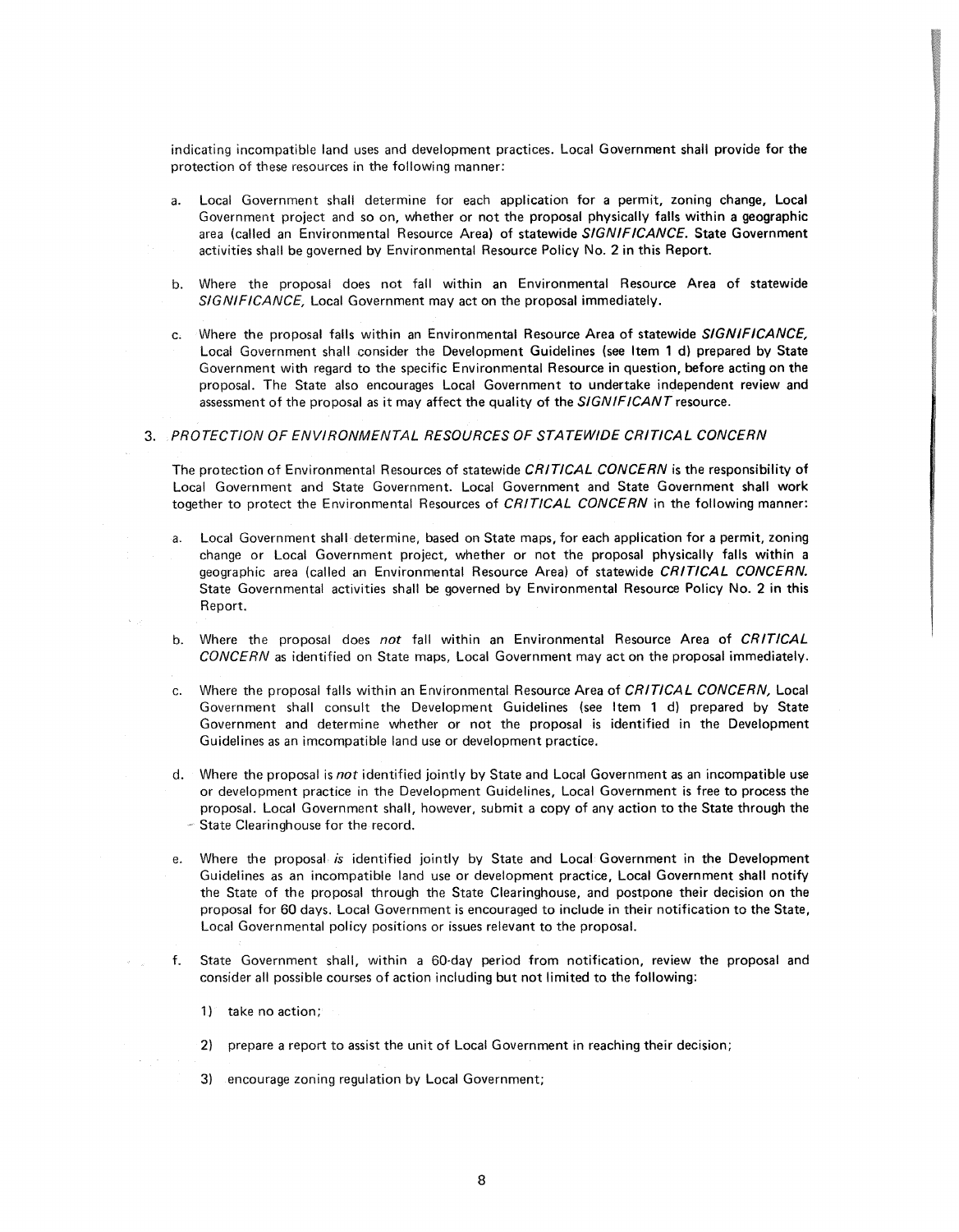indicating incompatible land uses and development practices. Local Government shall provide for the protection of these resources in the following manner:

a. Local Government shall determine for each application for a permit, zoning change, Local Government project and so on, whether or not the proposal physically falls within a geographic area (called an Environmental Resource Area) of statewide *SIGNIFICANCE*. State Government activities shall be governed by Environmental Resource Policy No. 2 in this Report.

b. Where the proposal does not fall within an Environmental Resource Area of statewide *SIGNIFICANCE*, Local Government may act on the proposal immediately.

c. Where the proposal falls within an Environmental Resource Area of statewide *SIGNIFICANCE*, Local Government shall consider the Development Guidelines (see Item 1 d) prepared by State Government with regard to the specific Environmental Resource in question, before acting on the proposal. The State also encourages Local Government to undertake independent review and assessment of the proposal as it may affect the quality of the *SIGNIFICANT* resource.

3. *PROTECTION OF ENVIRONMENTAL RESOURCES OF STATEWIDE CRITICAL CONCERN*

The protection of Environmental Resources of statewide *CRITICAL CONCERN* is the responsibility of Local Government and State Government. Local Government and State Government shall work together to protect the Environmental Resources of *CRITICAL CONCERN* in the following manner:

a. Local Government shall determine, based on State maps, for each application for a permit, zoning change or Local Government project, whether or not the proposal physically falls within a geographic area (called an Environmental Resource Area) of statewide *CRITICAL CONCERN*. State Governmental activities shall be governed by Environmental Resource Policy No. 2 in this Report.

b. Where the proposal does *not* fall within an Environmental Resource Area of *CRITICAL CONCERN* as identified on State maps, Local Government may act on the proposal immediately.

c. Where the proposal falls within an Environmental Resource Area of *CRITICAL CONCERN*, Local Government shall consult the Development Guidelines (see Item 1 d) prepared by State Government and determine whether or not the proposal is identified in the Development Guidelines as an imcompatible land use or development practice.

d. Where the proposal is *not* identified jointly by State and Local Government as an incompatible use or development practice in the Development Guidelines, Local Government is free to process the proposal. Local Government shall, however, submit a copy of any action to the State through the State Clearinghouse for the record.

e. Where the proposal *is* identified jointly by State and Local Government in the Development Guidelines as an incompatible land use or development practice, Local Government shall notify the State of the proposal through the State Clearinghouse, and postpone their decision on the proposal for 60 days. Local Government is encouraged to include in their notification to the State, Local Governmental policy positions or issues relevant to the proposal.

f. State Government shall, within a 60-day period from notification, review the proposal and consider all possible courses of action including but not limited to the following:

   1) take no action;

   2) prepare a report to assist the unit of Local Government in reaching their decision;

   3) encourage zoning regulation by Local Government;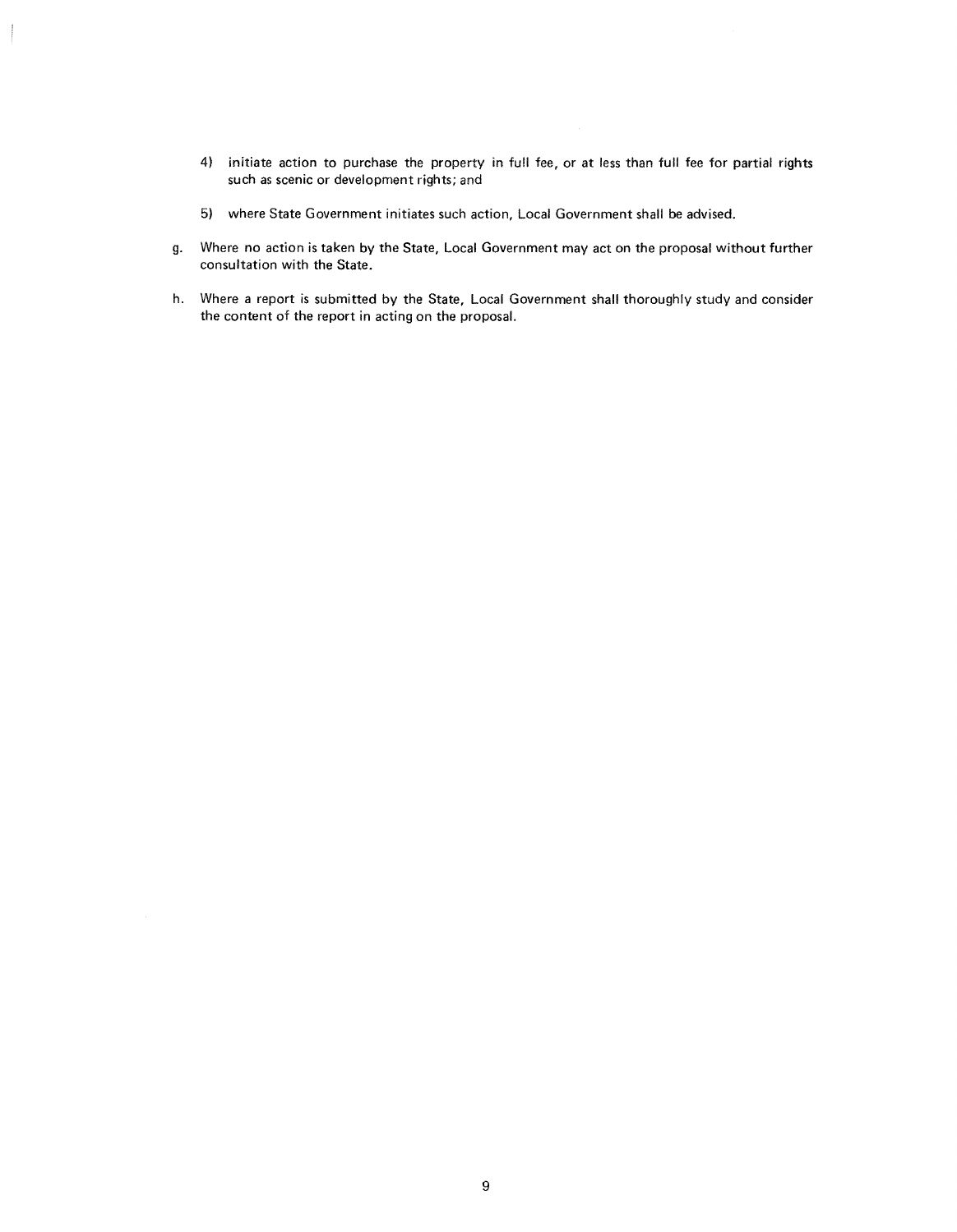4) initiate action to purchase the property in full fee, or at less than full fee for partial rights such as scenic or development rights; and

5) where State Government initiates such action, Local Government shall be advised.

g. Where no action is taken by the State, Local Government may act on the proposal without further consultation with the State.

h. Where a report is submitted by the State, Local Government shall thoroughly study and consider the content of the report in acting on the proposal.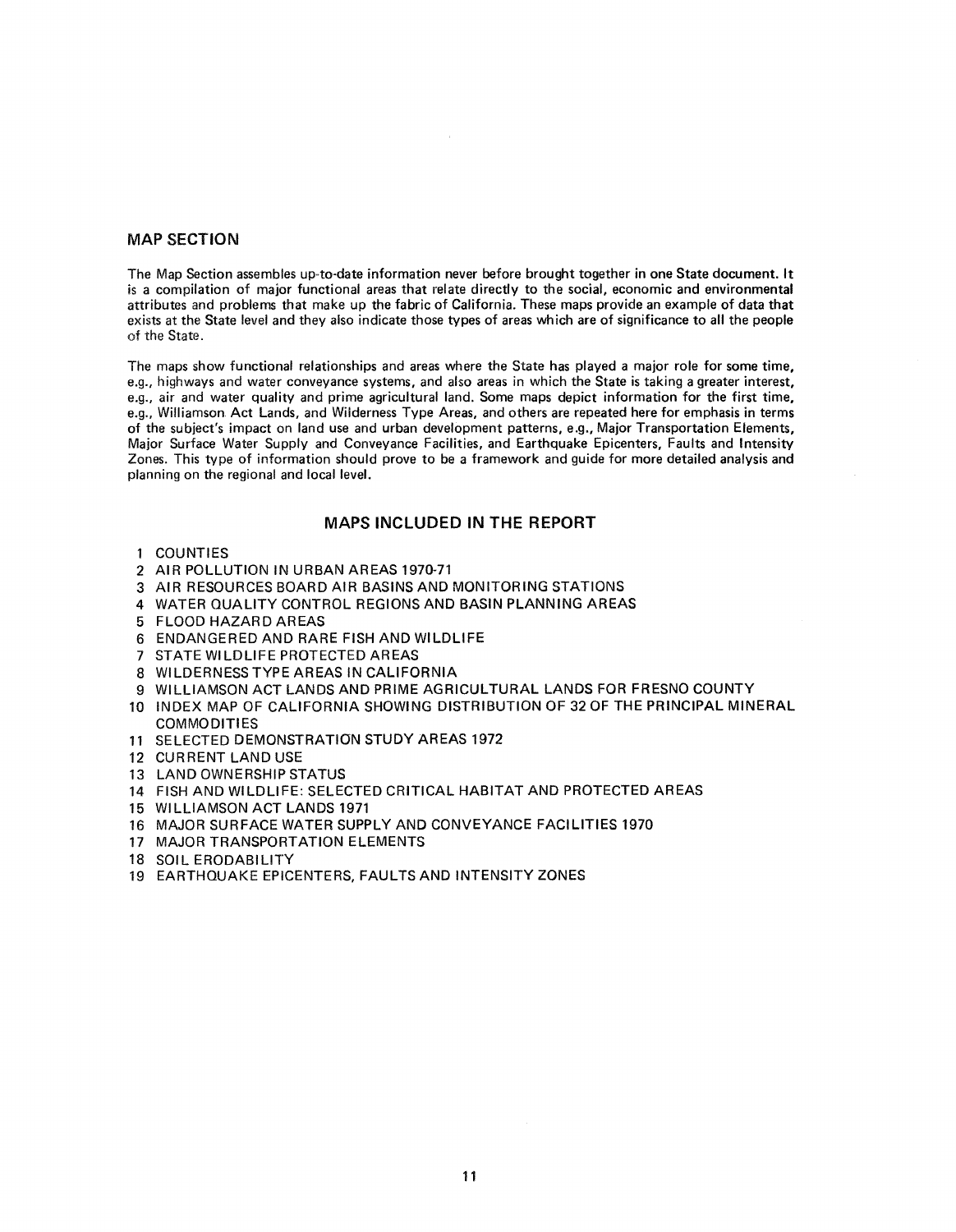## MAP SECTION

The Map Section assembles up-to-date information never before brought together in one State document. It is a compilation of major functional areas that relate directly to the social, economic and environmental attributes and problems that make up the fabric of California. These maps provide an example of data that exists at the State level and they also indicate those types of areas which are of significance to all the people of the State.

The maps show functional relationships and areas where the State has played a major role for some time, e.g., highways and water conveyance systems, and also areas in which the State is taking a greater interest, e.g., air and water quality and prime agricultural land. Some maps depict information for the first time, e.g., Williamson Act Lands, and Wilderness Type Areas, and others are repeated here for emphasis in terms of the subject's impact on land use and urban development patterns, e.g., Major Transportation Elements, Major Surface Water Supply and Conveyance Facilities, and Earthquake Epicenters, Faults and Intensity Zones. This type of information should prove to be a framework and guide for more detailed analysis and planning on the regional and local level.

## MAPS INCLUDED IN THE REPORT

1. COUNTIES
2. AIR POLLUTION IN URBAN AREAS 1970-71
3. AIR RESOURCES BOARD AIR BASINS AND MONITORING STATIONS
4. WATER QUALITY CONTROL REGIONS AND BASIN PLANNING AREAS
5. FLOOD HAZARD AREAS
6. ENDANGERED AND RARE FISH AND WILDLIFE
7. STATE WILDLIFE PROTECTED AREAS
8. WILDERNESS TYPE AREAS IN CALIFORNIA
9. WILLIAMSON ACT LANDS AND PRIME AGRICULTURAL LANDS FOR FRESNO COUNTY
10. INDEX MAP OF CALIFORNIA SHOWING DISTRIBUTION OF 32 OF THE PRINCIPAL MINERAL COMMODITIES
11. SELECTED DEMONSTRATION STUDY AREAS 1972
12. CURRENT LAND USE
13. LAND OWNERSHIP STATUS
14. FISH AND WILDLIFE: SELECTED CRITICAL HABITAT AND PROTECTED AREAS
15. WILLIAMSON ACT LANDS 1971
16. MAJOR SURFACE WATER SUPPLY AND CONVEYANCE FACILITIES 1970
17. MAJOR TRANSPORTATION ELEMENTS
18. SOIL ERODABILITY
19. EARTHQUAKE EPICENTERS, FAULTS AND INTENSITY ZONES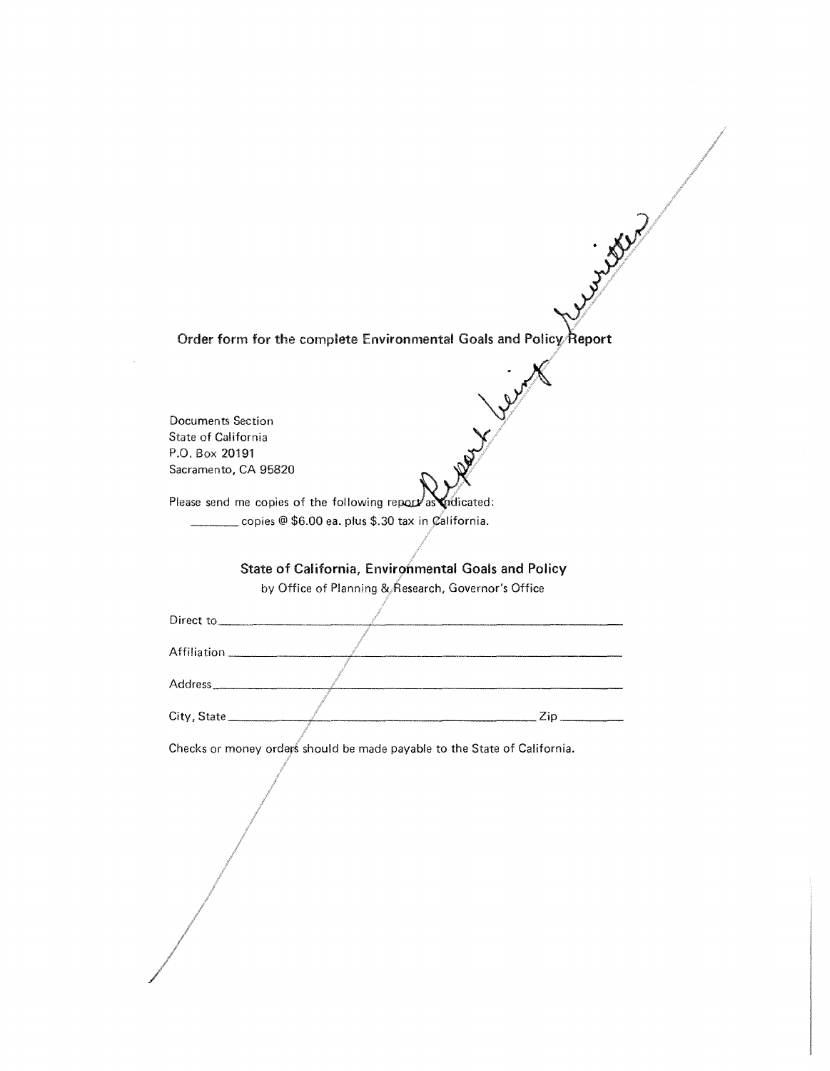**Order form for the complete Environmental Goals and Policy Report**

Report being rewritten

Documents Section
State of California
P.O. Box 20191
Sacramento, CA 95820

Please send me copies of the following report as indicated:
_______ copies @ $6.00 ea. plus $.30 tax in California.

**State of California, Environmental Goals and Policy**
by Office of Planning & Research, Governor's Office

Direct to ______________________________________________

Affiliation ______________________________________________

Address ______________________________________________

City, State ______________________________________ Zip __________

Checks or money orders should be made payable to the State of California.